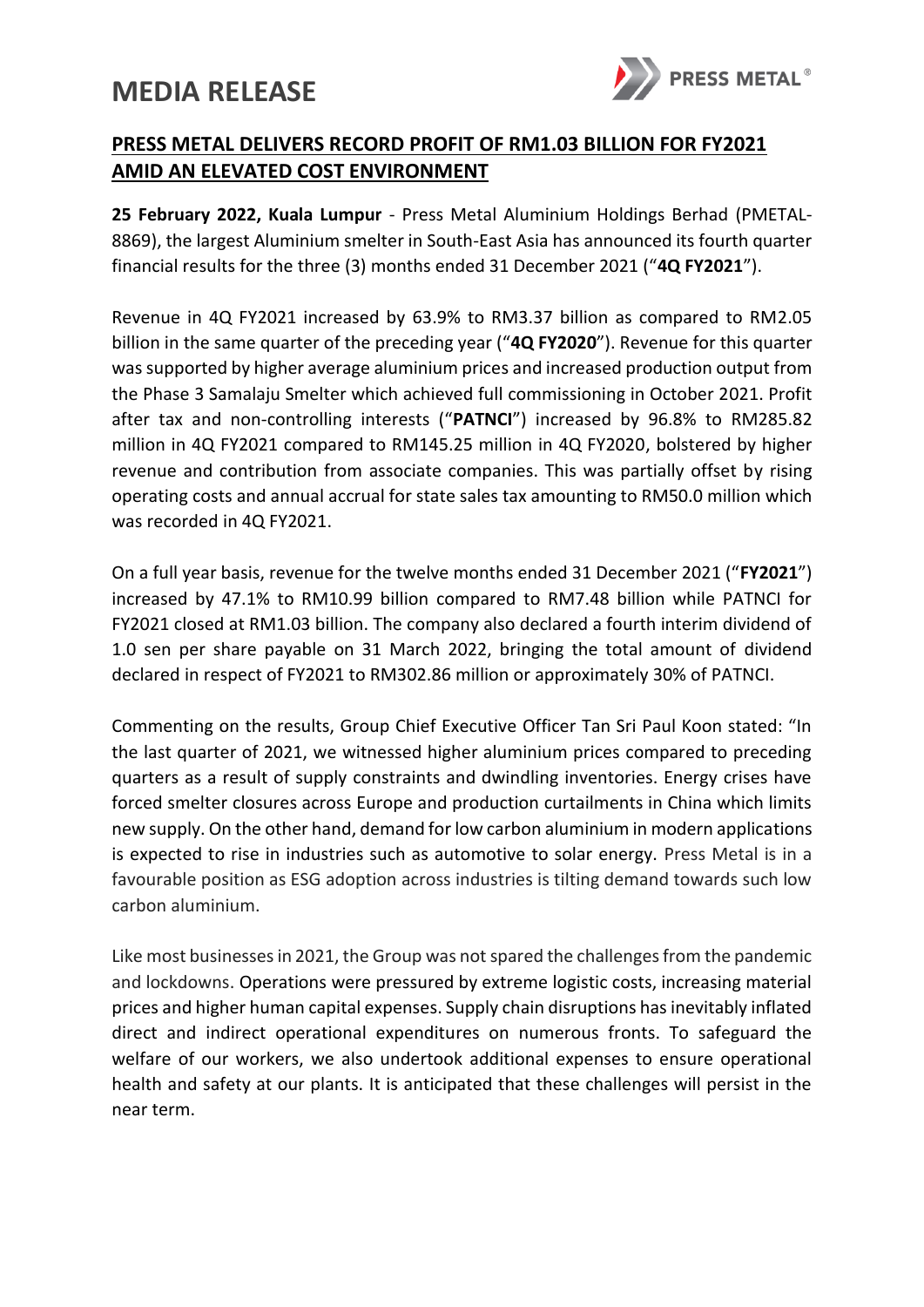# MEDIA RELEASE

## PRESS METAL DELIVERS RECORD PROFIT OF RM1.03 BILLION FOR FY2021 AMID AN ELEVATED COST ENVIRONMENT

**25 February 2022, Kuala Lumpur** - Press Metal Aluminium Holdings Berhad (PMETAL-8869), the largest Aluminium smelter in South-East Asia has announced its fourth quarter financial results for the three (3) months ended 31 December 2021 ("**4Q FY2021**").

Revenue in 4Q FY2021 increased by 63.9% to RM3.37 billion as compared to RM2.05 billion in the same quarter of the preceding year ("**4Q FY2020**"). Revenue for this quarter was supported by higher average aluminium prices and increased production output from the Phase 3 Samalaju Smelter which achieved full commissioning in October 2021. Profit after tax and non-controlling interests ("**PATNCI**") increased by 96.8% to RM285.82 million in 4Q FY2021 compared to RM145.25 million in 4Q FY2020, bolstered by higher revenue and contribution from associate companies. This was partially offset by rising operating costs and annual accrual for state sales tax amounting to RM50.0 million which was recorded in 4Q FY2021.

On a full year basis, revenue for the twelve months ended 31 December 2021 ("**FY2021**") increased by 47.1% to RM10.99 billion compared to RM7.48 billion while PATNCI for FY2021 closed at RM1.03 billion. The company also declared a fourth interim dividend of 1.0 sen per share payable on 31 March 2022, bringing the total amount of dividend declared in respect of FY2021 to RM302.86 million or approximately 30% of PATNCI.

Commenting on the results, Group Chief Executive Officer Tan Sri Paul Koon stated: "In the last quarter of 2021, we witnessed higher aluminium prices compared to preceding quarters as a result of supply constraints and dwindling inventories. Energy crises have forced smelter closures across Europe and production curtailments in China which limits new supply. On the other hand, demand for low carbon aluminium in modern applications is expected to rise in industries such as automotive to solar energy. Press Metal is in a favourable position as ESG adoption across industries is tilting demand towards such low carbon aluminium.

Like most businesses in 2021, the Group was not spared the challenges from the pandemic and lockdowns. Operations were pressured by extreme logistic costs, increasing material prices and higher human capital expenses. Supply chain disruptions has inevitably inflated direct and indirect operational expenditures on numerous fronts. To safeguard the welfare of our workers, we also undertook additional expenses to ensure operational health and safety at our plants. It is anticipated that these challenges will persist in the near term.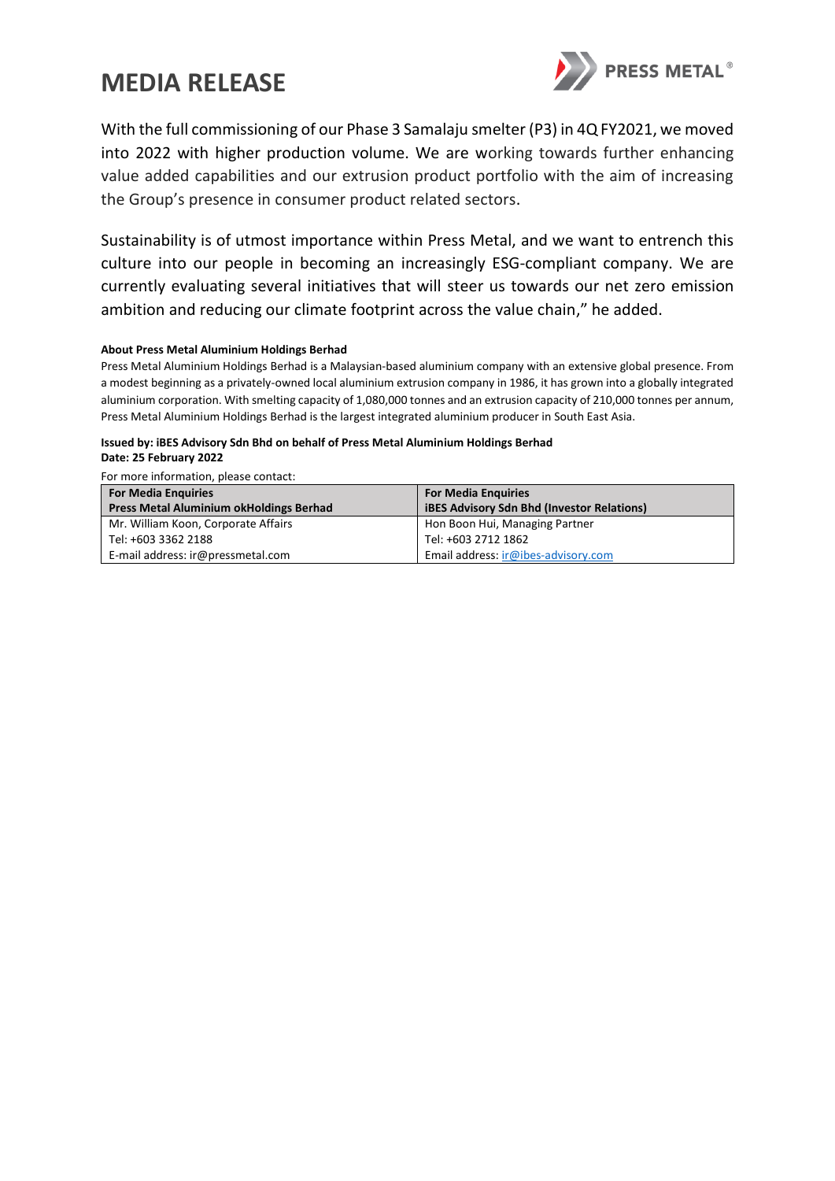# MEDIA RELEASE

With the full commissioning of our Phase 3 Samalaju smelter (P3) in 4Q FY2021, we moved into 2022 with higher production volume. We are working towards further enhancing value added capabilities and our extrusion product portfolio with the aim of increasing the Group's presence in consumer product related sectors.

Sustainability is of utmost importance within Press Metal, and we want to entrench this culture into our people in becoming an increasingly ESG-compliant company. We are currently evaluating several initiatives that will steer us towards our net zero emission ambition and reducing our climate footprint across the value chain," he added.

**About Press Metal Aluminium Holdings Berhad**

Press Metal Aluminium Holdings Berhad is a Malaysian-based aluminium company with an extensive global presence. From a modest beginning as a privately-owned local aluminium extrusion company in 1986, it has grown into a globally integrated aluminium corporation. With smelting capacity of 1,080,000 tonnes and an extrusion capacity of 210,000 tonnes per annum, Press Metal Aluminium Holdings Berhad is the largest integrated aluminium producer in South East Asia.

**Issued by: iBES Advisory Sdn Bhd on behalf of Press Metal Aluminium Holdings Berhad**
**Date: 25 February 2022**

For more information, please contact:

| **For Media Enquiries**<br>**Press Metal Aluminium okHoldings Berhad** | **For Media Enquiries**<br>**iBES Advisory Sdn Bhd (Investor Relations)** |
|---|---|
| Mr. William Koon, Corporate Affairs | Hon Boon Hui, Managing Partner |
| Tel: +603 3362 2188 | Tel: +603 2712 1862 |
| E-mail address: ir@pressmetal.com | Email address: ir@ibes-advisory.com |